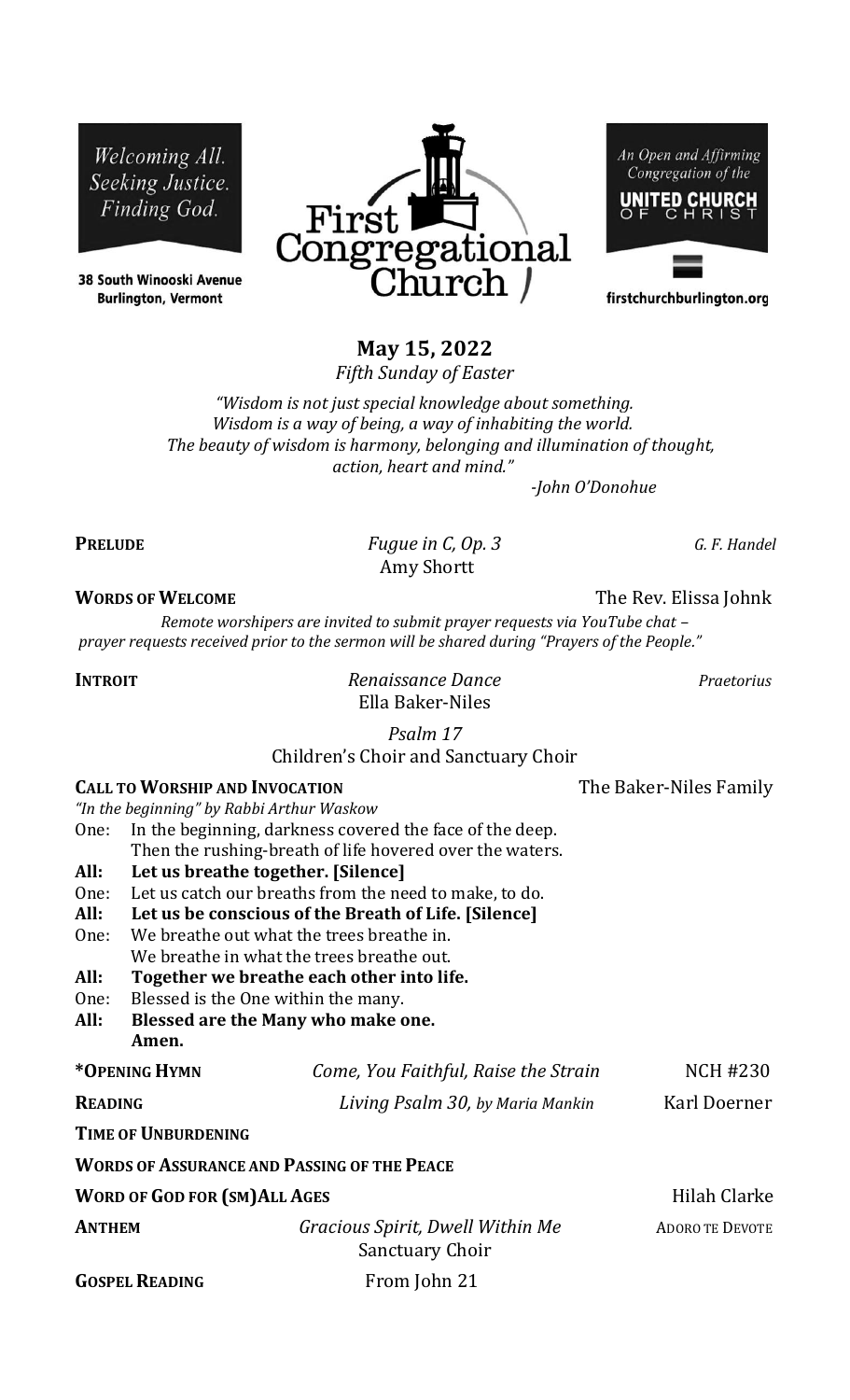Welcoming All. Seeking Justice. Finding God.

38 South Winooski Avenue
Burlington, Vermont

# First Congregational Church

An Open and Affirming Congregation of the UNITED CHURCH OF CHRIST

firstchurchburlington.org

## May 15, 2022

*Fifth Sunday of Easter*

*"Wisdom is not just special knowledge about something.*
*Wisdom is a way of being, a way of inhabiting the world.*
*The beauty of wisdom is harmony, belonging and illumination of thought, action, heart and mind."*
*-John O'Donohue*

**PRELUDE** — *Fugue in C, Op. 3* — *G. F. Handel*
Amy Shortt

**WORDS OF WELCOME** — The Rev. Elissa Johnk

*Remote worshipers are invited to submit prayer requests via YouTube chat – prayer requests received prior to the sermon will be shared during "Prayers of the People."*

**INTROIT** — *Renaissance Dance* — *Praetorius*
Ella Baker-Niles

*Psalm 17*
Children's Choir and Sanctuary Choir

**CALL TO WORSHIP AND INVOCATION** — The Baker-Niles Family

*"In the beginning" by Rabbi Arthur Waskow*

One: In the beginning, darkness covered the face of the deep. Then the rushing-breath of life hovered over the waters.
**All: Let us breathe together. [Silence]**
One: Let us catch our breaths from the need to make, to do.
**All: Let us be conscious of the Breath of Life. [Silence]**
One: We breathe out what the trees breathe in. We breathe in what the trees breathe out.
**All: Together we breathe each other into life.**
One: Blessed is the One within the many.
**All: Blessed are the Many who make one. Amen.**

**\*OPENING HYMN** — *Come, You Faithful, Raise the Strain* — NCH #230

**READING** — *Living Psalm 30, by Maria Mankin* — Karl Doerner

**TIME OF UNBURDENING**

**WORDS OF ASSURANCE AND PASSING OF THE PEACE**

**WORD OF GOD FOR (SM)ALL AGES** — Hilah Clarke

**ANTHEM** — *Gracious Spirit, Dwell Within Me* — ADORO TE DEVOTE
Sanctuary Choir

**GOSPEL READING** — From John 21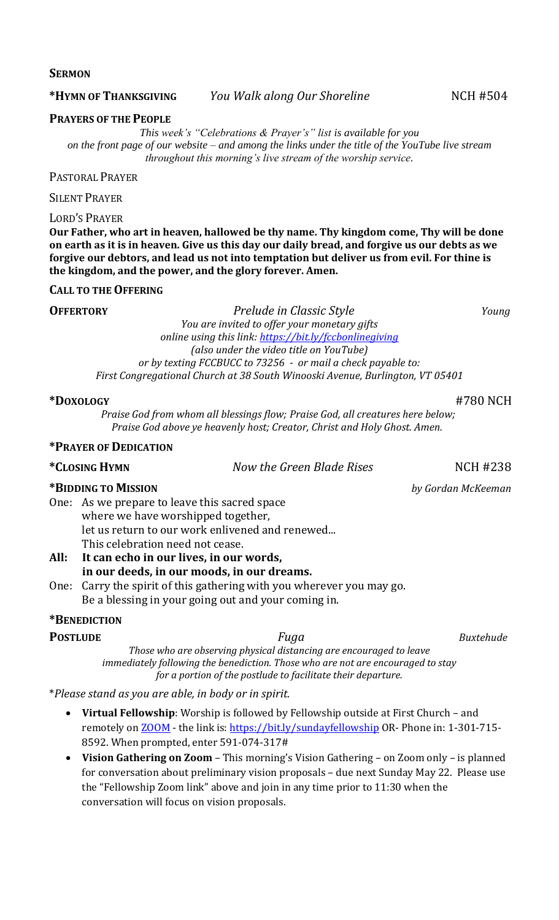**SERMON**

**\*HYMN OF THANKSGIVING** *You Walk along Our Shoreline* NCH #504

**PRAYERS OF THE PEOPLE**

*This week's "Celebrations & Prayer's" list is available for you on the front page of our website – and among the links under the title of the YouTube live stream throughout this morning's live stream of the worship service.*

PASTORAL PRAYER

SILENT PRAYER

LORD'S PRAYER

**Our Father, who art in heaven, hallowed be thy name. Thy kingdom come, Thy will be done on earth as it is in heaven. Give us this day our daily bread, and forgive us our debts as we forgive our debtors, and lead us not into temptation but deliver us from evil. For thine is the kingdom, and the power, and the glory forever. Amen.**

**CALL TO THE OFFERING**

**OFFERTORY** *Prelude in Classic Style* *Young*

*You are invited to offer your monetary gifts online using this link: [https://bit.ly/fccbonlinegiving](https://bit.ly/fccbonlinegiving) (also under the video title on YouTube) or by texting FCCBUCC to 73256 - or mail a check payable to: First Congregational Church at 38 South Winooski Avenue, Burlington, VT 05401*

**\*DOXOLOGY** #780 NCH

*Praise God from whom all blessings flow; Praise God, all creatures here below; Praise God above ye heavenly host; Creator, Christ and Holy Ghost. Amen.*

**\*PRAYER OF DEDICATION**

**\*CLOSING HYMN** *Now the Green Blade Rises* NCH #238

**\*BIDDING TO MISSION** *by Gordan McKeeman*

One: As we prepare to leave this sacred space
where we have worshipped together,
let us return to our work enlivened and renewed...
This celebration need not cease.

**All: It can echo in our lives, in our words,
in our deeds, in our moods, in our dreams.**

One: Carry the spirit of this gathering with you wherever you may go.
Be a blessing in your going out and your coming in.

**\*BENEDICTION**

**POSTLUDE** *Fuga* *Buxtehude*

*Those who are observing physical distancing are encouraged to leave immediately following the benediction. Those who are not are encouraged to stay for a portion of the postlude to facilitate their departure.*

\**Please stand as you are able, in body or in spirit.*

- **Virtual Fellowship**: Worship is followed by Fellowship outside at First Church – and remotely on ZOOM - the link is: [https://bit.ly/sundayfellowship](https://bit.ly/sundayfellowship) OR- Phone in: 1-301-715-8592. When prompted, enter 591-074-317#
- **Vision Gathering on Zoom** – This morning's Vision Gathering – on Zoom only – is planned for conversation about preliminary vision proposals – due next Sunday May 22. Please use the "Fellowship Zoom link" above and join in any time prior to 11:30 when the conversation will focus on vision proposals.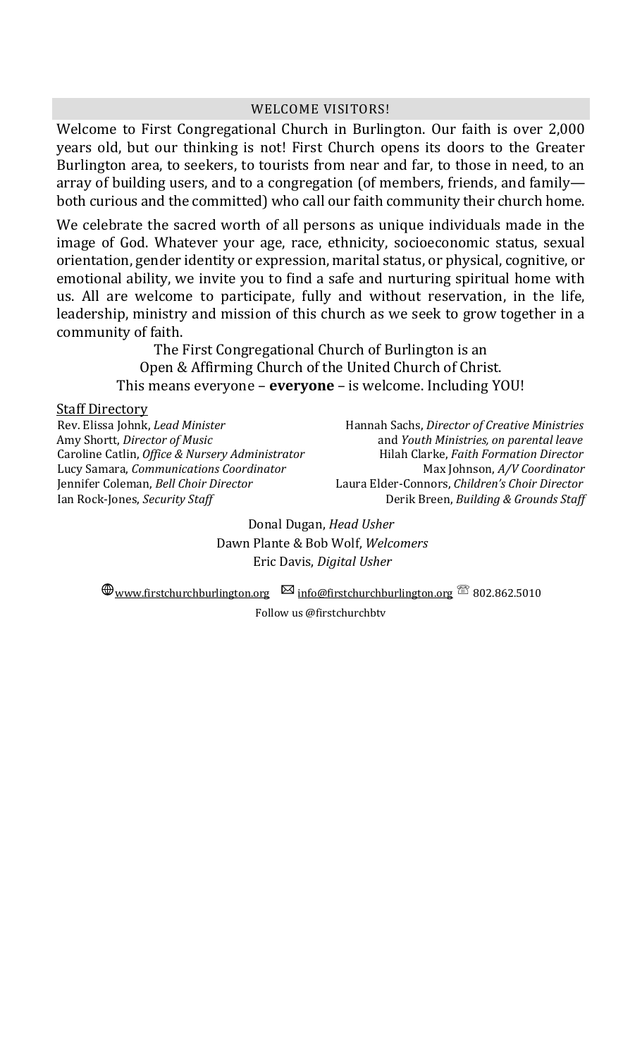## WELCOME VISITORS!

Welcome to First Congregational Church in Burlington. Our faith is over 2,000 years old, but our thinking is not! First Church opens its doors to the Greater Burlington area, to seekers, to tourists from near and far, to those in need, to an array of building users, and to a congregation (of members, friends, and family—both curious and the committed) who call our faith community their church home.

We celebrate the sacred worth of all persons as unique individuals made in the image of God. Whatever your age, race, ethnicity, socioeconomic status, sexual orientation, gender identity or expression, marital status, or physical, cognitive, or emotional ability, we invite you to find a safe and nurturing spiritual home with us. All are welcome to participate, fully and without reservation, in the life, leadership, ministry and mission of this church as we seek to grow together in a community of faith.

The First Congregational Church of Burlington is an
Open & Affirming Church of the United Church of Christ.
This means everyone – **everyone** – is welcome. Including YOU!

Staff Directory

Rev. Elissa Johnk, *Lead Minister*
Amy Shortt, *Director of Music*
Caroline Catlin, *Office & Nursery Administrator*
Lucy Samara, *Communications Coordinator*
Jennifer Coleman, *Bell Choir Director*
Ian Rock-Jones, *Security Staff*

Hannah Sachs, *Director of Creative Ministries* and *Youth Ministries, on parental leave*
Hilah Clarke, *Faith Formation Director*
Max Johnson, *A/V Coordinator*
Laura Elder-Connors, *Children's Choir Director*
Derik Breen, *Building & Grounds Staff*

Donal Dugan, *Head Usher*
Dawn Plante & Bob Wolf, *Welcomers*
Eric Davis, *Digital Usher*

www.firstchurchburlington.org  info@firstchurchburlington.org  802.862.5010

Follow us @firstchurchbtv